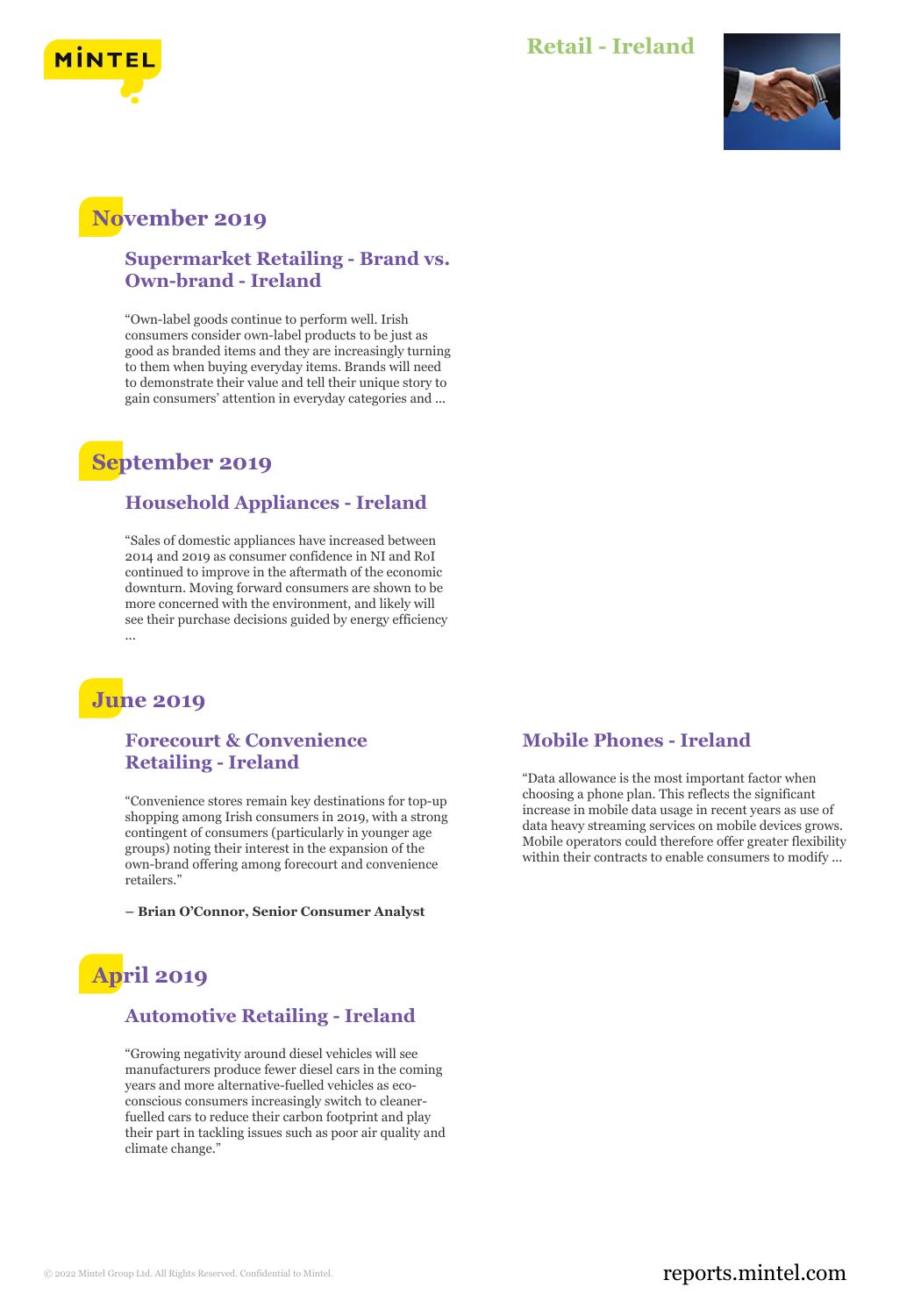# Retail - Ireland

## November 2019

### Supermarket Retailing - Brand vs. Own-brand - Ireland

"Own-label goods continue to perform well. Irish consumers consider own-label products to be just as good as branded items and they are increasingly turning to them when buying everyday items. Brands will need to demonstrate their value and tell their unique story to gain consumers' attention in everyday categories and ...

## September 2019

### Household Appliances - Ireland

"Sales of domestic appliances have increased between 2014 and 2019 as consumer confidence in NI and RoI continued to improve in the aftermath of the economic downturn. Moving forward consumers are shown to be more concerned with the environment, and likely will see their purchase decisions guided by energy efficiency ...

## June 2019

### Forecourt & Convenience Retailing - Ireland

"Convenience stores remain key destinations for top-up shopping among Irish consumers in 2019, with a strong contingent of consumers (particularly in younger age groups) noting their interest in the expansion of the own-brand offering among forecourt and convenience retailers."

**– Brian O'Connor, Senior Consumer Analyst**

### Mobile Phones - Ireland

"Data allowance is the most important factor when choosing a phone plan. This reflects the significant increase in mobile data usage in recent years as use of data heavy streaming services on mobile devices grows. Mobile operators could therefore offer greater flexibility within their contracts to enable consumers to modify ...

## April 2019

### Automotive Retailing - Ireland

"Growing negativity around diesel vehicles will see manufacturers produce fewer diesel cars in the coming years and more alternative-fuelled vehicles as eco-conscious consumers increasingly switch to cleaner-fuelled cars to reduce their carbon footprint and play their part in tackling issues such as poor air quality and climate change."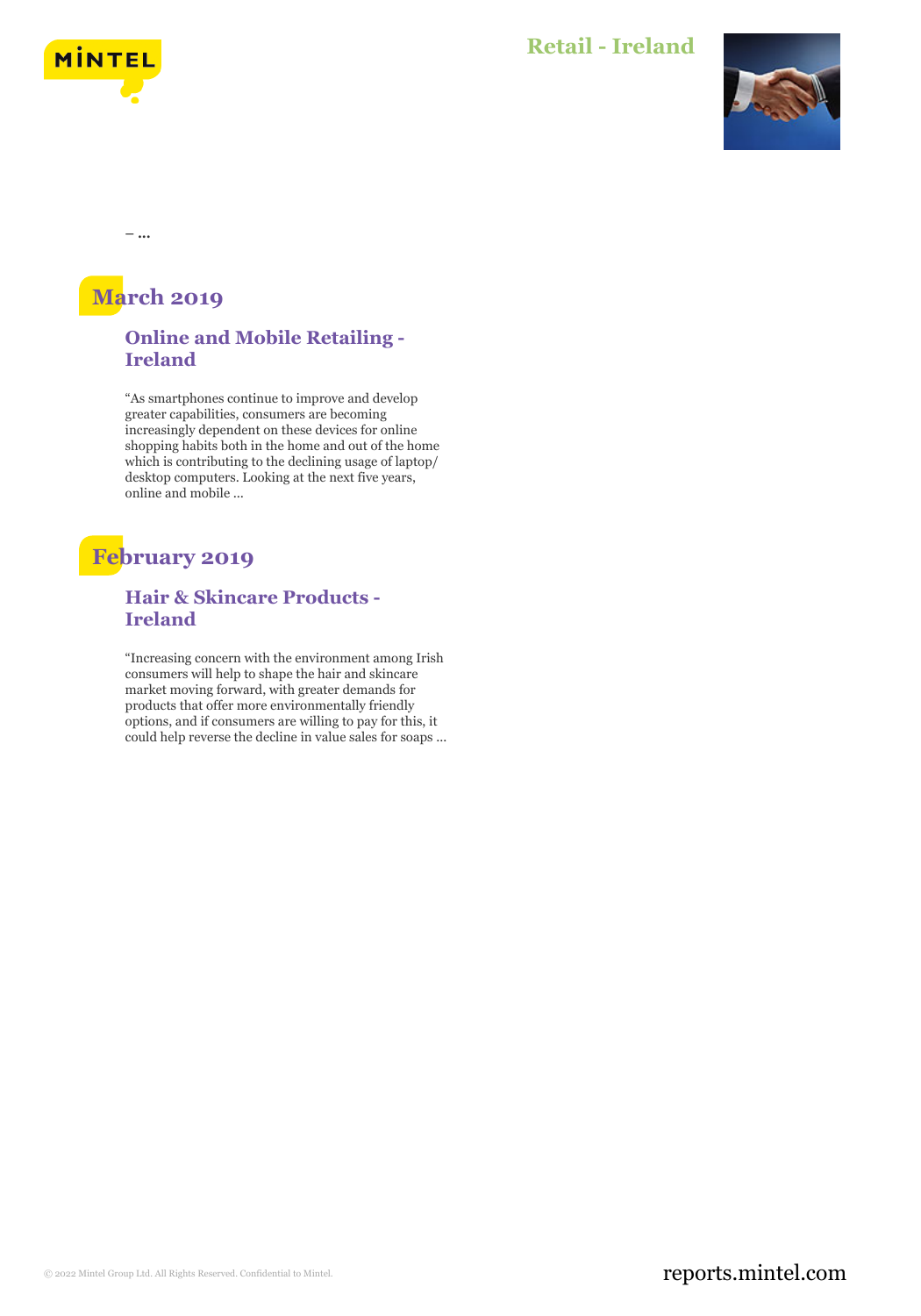– ...

## March 2019

### Online and Mobile Retailing - Ireland

"As smartphones continue to improve and develop greater capabilities, consumers are becoming increasingly dependent on these devices for online shopping habits both in the home and out of the home which is contributing to the declining usage of laptop/ desktop computers. Looking at the next five years, online and mobile ...

## February 2019

### Hair & Skincare Products - Ireland

"Increasing concern with the environment among Irish consumers will help to shape the hair and skincare market moving forward, with greater demands for products that offer more environmentally friendly options, and if consumers are willing to pay for this, it could help reverse the decline in value sales for soaps ...